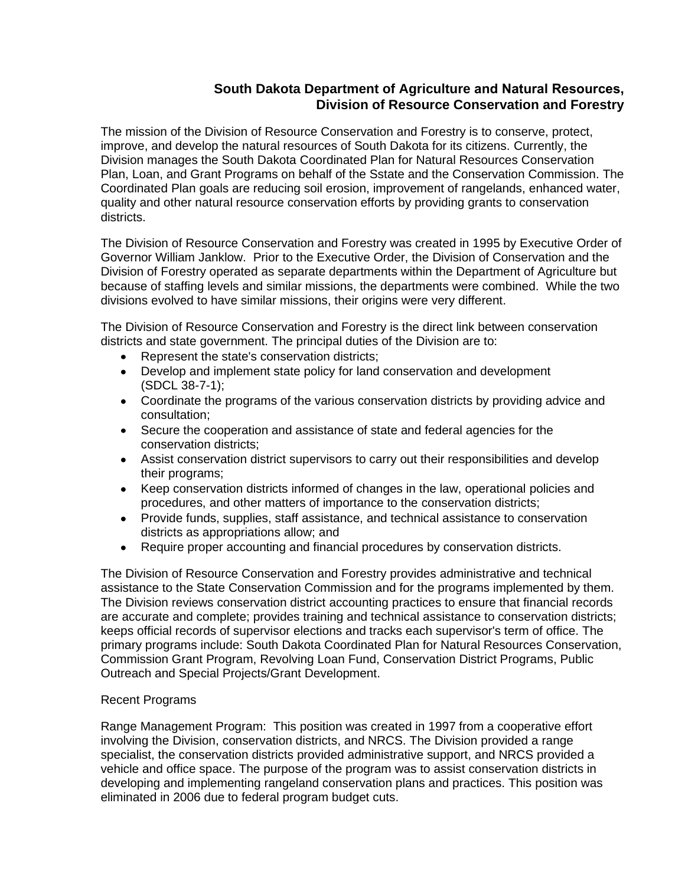## South Dakota Department of Agriculture and Natural Resources, Division of Resource Conservation and Forestry

The mission of the Division of Resource Conservation and Forestry is to conserve, protect, improve, and develop the natural resources of South Dakota for its citizens. Currently, the Division manages the South Dakota Coordinated Plan for Natural Resources Conservation Plan, Loan, and Grant Programs on behalf of the Sstate and the Conservation Commission. The Coordinated Plan goals are reducing soil erosion, improvement of rangelands, enhanced water, quality and other natural resource conservation efforts by providing grants to conservation districts.

The Division of Resource Conservation and Forestry was created in 1995 by Executive Order of Governor William Janklow. Prior to the Executive Order, the Division of Conservation and the Division of Forestry operated as separate departments within the Department of Agriculture but because of staffing levels and similar missions, the departments were combined. While the two divisions evolved to have similar missions, their origins were very different.

The Division of Resource Conservation and Forestry is the direct link between conservation districts and state government. The principal duties of the Division are to:

- Represent the state's conservation districts;
- Develop and implement state policy for land conservation and development (SDCL 38-7-1);
- Coordinate the programs of the various conservation districts by providing advice and consultation;
- Secure the cooperation and assistance of state and federal agencies for the conservation districts;
- Assist conservation district supervisors to carry out their responsibilities and develop their programs;
- Keep conservation districts informed of changes in the law, operational policies and procedures, and other matters of importance to the conservation districts;
- Provide funds, supplies, staff assistance, and technical assistance to conservation districts as appropriations allow; and
- Require proper accounting and financial procedures by conservation districts.

The Division of Resource Conservation and Forestry provides administrative and technical assistance to the State Conservation Commission and for the programs implemented by them. The Division reviews conservation district accounting practices to ensure that financial records are accurate and complete; provides training and technical assistance to conservation districts; keeps official records of supervisor elections and tracks each supervisor's term of office. The primary programs include: South Dakota Coordinated Plan for Natural Resources Conservation, Commission Grant Program, Revolving Loan Fund, Conservation District Programs, Public Outreach and Special Projects/Grant Development.

Recent Programs

Range Management Program: This position was created in 1997 from a cooperative effort involving the Division, conservation districts, and NRCS. The Division provided a range specialist, the conservation districts provided administrative support, and NRCS provided a vehicle and office space. The purpose of the program was to assist conservation districts in developing and implementing rangeland conservation plans and practices. This position was eliminated in 2006 due to federal program budget cuts.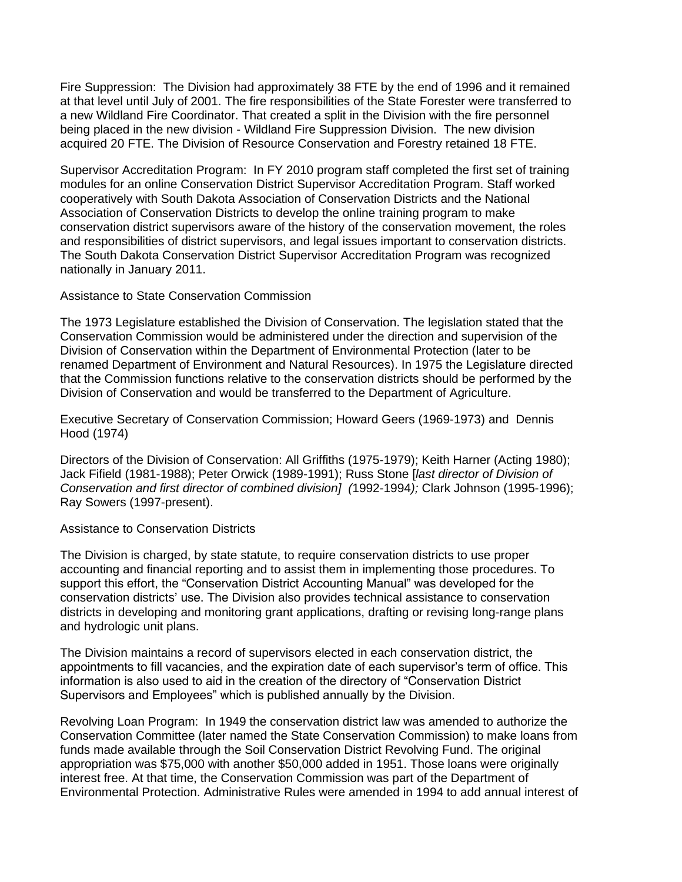Fire Suppression: The Division had approximately 38 FTE by the end of 1996 and it remained at that level until July of 2001. The fire responsibilities of the State Forester were transferred to a new Wildland Fire Coordinator. That created a split in the Division with the fire personnel being placed in the new division - Wildland Fire Suppression Division. The new division acquired 20 FTE. The Division of Resource Conservation and Forestry retained 18 FTE.

Supervisor Accreditation Program: In FY 2010 program staff completed the first set of training modules for an online Conservation District Supervisor Accreditation Program. Staff worked cooperatively with South Dakota Association of Conservation Districts and the National Association of Conservation Districts to develop the online training program to make conservation district supervisors aware of the history of the conservation movement, the roles and responsibilities of district supervisors, and legal issues important to conservation districts. The South Dakota Conservation District Supervisor Accreditation Program was recognized nationally in January 2011.

Assistance to State Conservation Commission

The 1973 Legislature established the Division of Conservation. The legislation stated that the Conservation Commission would be administered under the direction and supervision of the Division of Conservation within the Department of Environmental Protection (later to be renamed Department of Environment and Natural Resources). In 1975 the Legislature directed that the Commission functions relative to the conservation districts should be performed by the Division of Conservation and would be transferred to the Department of Agriculture.

Executive Secretary of Conservation Commission; Howard Geers (1969-1973) and Dennis Hood (1974)

Directors of the Division of Conservation: All Griffiths (1975-1979); Keith Harner (Acting 1980); Jack Fifield (1981-1988); Peter Orwick (1989-1991); Russ Stone [*last director of Division of Conservation and first director of combined division] (*1992-1994*);* Clark Johnson (1995-1996); Ray Sowers (1997-present).

Assistance to Conservation Districts

The Division is charged, by state statute, to require conservation districts to use proper accounting and financial reporting and to assist them in implementing those procedures. To support this effort, the "Conservation District Accounting Manual" was developed for the conservation districts' use. The Division also provides technical assistance to conservation districts in developing and monitoring grant applications, drafting or revising long-range plans and hydrologic unit plans.

The Division maintains a record of supervisors elected in each conservation district, the appointments to fill vacancies, and the expiration date of each supervisor's term of office. This information is also used to aid in the creation of the directory of "Conservation District Supervisors and Employees" which is published annually by the Division.

Revolving Loan Program: In 1949 the conservation district law was amended to authorize the Conservation Committee (later named the State Conservation Commission) to make loans from funds made available through the Soil Conservation District Revolving Fund. The original appropriation was $75,000 with another $50,000 added in 1951. Those loans were originally interest free. At that time, the Conservation Commission was part of the Department of Environmental Protection. Administrative Rules were amended in 1994 to add annual interest of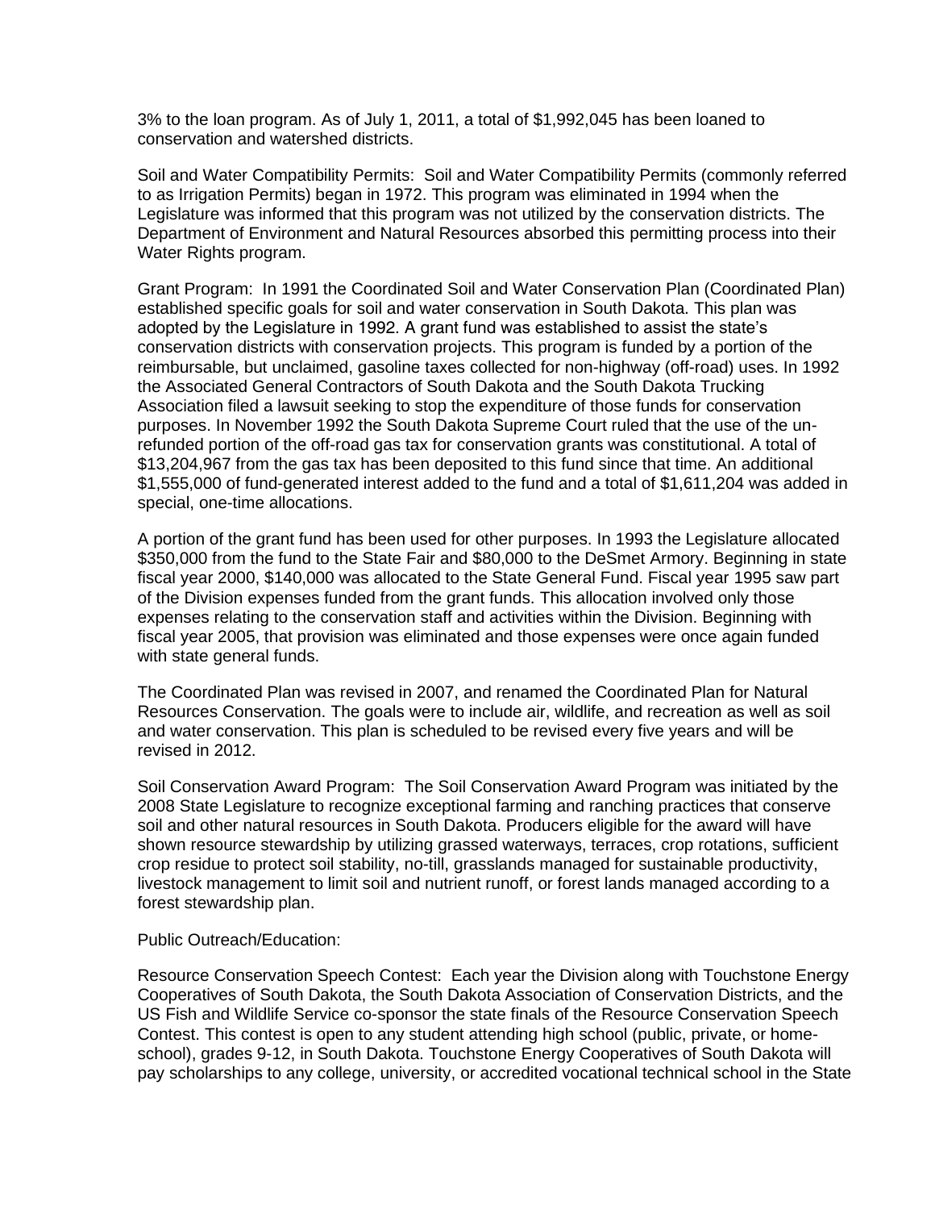3% to the loan program. As of July 1, 2011, a total of $1,992,045 has been loaned to conservation and watershed districts.

Soil and Water Compatibility Permits: Soil and Water Compatibility Permits (commonly referred to as Irrigation Permits) began in 1972. This program was eliminated in 1994 when the Legislature was informed that this program was not utilized by the conservation districts. The Department of Environment and Natural Resources absorbed this permitting process into their Water Rights program.

Grant Program: In 1991 the Coordinated Soil and Water Conservation Plan (Coordinated Plan) established specific goals for soil and water conservation in South Dakota. This plan was adopted by the Legislature in 1992. A grant fund was established to assist the state's conservation districts with conservation projects. This program is funded by a portion of the reimbursable, but unclaimed, gasoline taxes collected for non-highway (off-road) uses. In 1992 the Associated General Contractors of South Dakota and the South Dakota Trucking Association filed a lawsuit seeking to stop the expenditure of those funds for conservation purposes. In November 1992 the South Dakota Supreme Court ruled that the use of the un-refunded portion of the off-road gas tax for conservation grants was constitutional. A total of $13,204,967 from the gas tax has been deposited to this fund since that time. An additional $1,555,000 of fund-generated interest added to the fund and a total of $1,611,204 was added in special, one-time allocations.

A portion of the grant fund has been used for other purposes. In 1993 the Legislature allocated $350,000 from the fund to the State Fair and $80,000 to the DeSmet Armory. Beginning in state fiscal year 2000, $140,000 was allocated to the State General Fund. Fiscal year 1995 saw part of the Division expenses funded from the grant funds. This allocation involved only those expenses relating to the conservation staff and activities within the Division. Beginning with fiscal year 2005, that provision was eliminated and those expenses were once again funded with state general funds.

The Coordinated Plan was revised in 2007, and renamed the Coordinated Plan for Natural Resources Conservation. The goals were to include air, wildlife, and recreation as well as soil and water conservation. This plan is scheduled to be revised every five years and will be revised in 2012.

Soil Conservation Award Program: The Soil Conservation Award Program was initiated by the 2008 State Legislature to recognize exceptional farming and ranching practices that conserve soil and other natural resources in South Dakota. Producers eligible for the award will have shown resource stewardship by utilizing grassed waterways, terraces, crop rotations, sufficient crop residue to protect soil stability, no-till, grasslands managed for sustainable productivity, livestock management to limit soil and nutrient runoff, or forest lands managed according to a forest stewardship plan.

Public Outreach/Education:

Resource Conservation Speech Contest: Each year the Division along with Touchstone Energy Cooperatives of South Dakota, the South Dakota Association of Conservation Districts, and the US Fish and Wildlife Service co-sponsor the state finals of the Resource Conservation Speech Contest. This contest is open to any student attending high school (public, private, or home-school), grades 9-12, in South Dakota. Touchstone Energy Cooperatives of South Dakota will pay scholarships to any college, university, or accredited vocational technical school in the State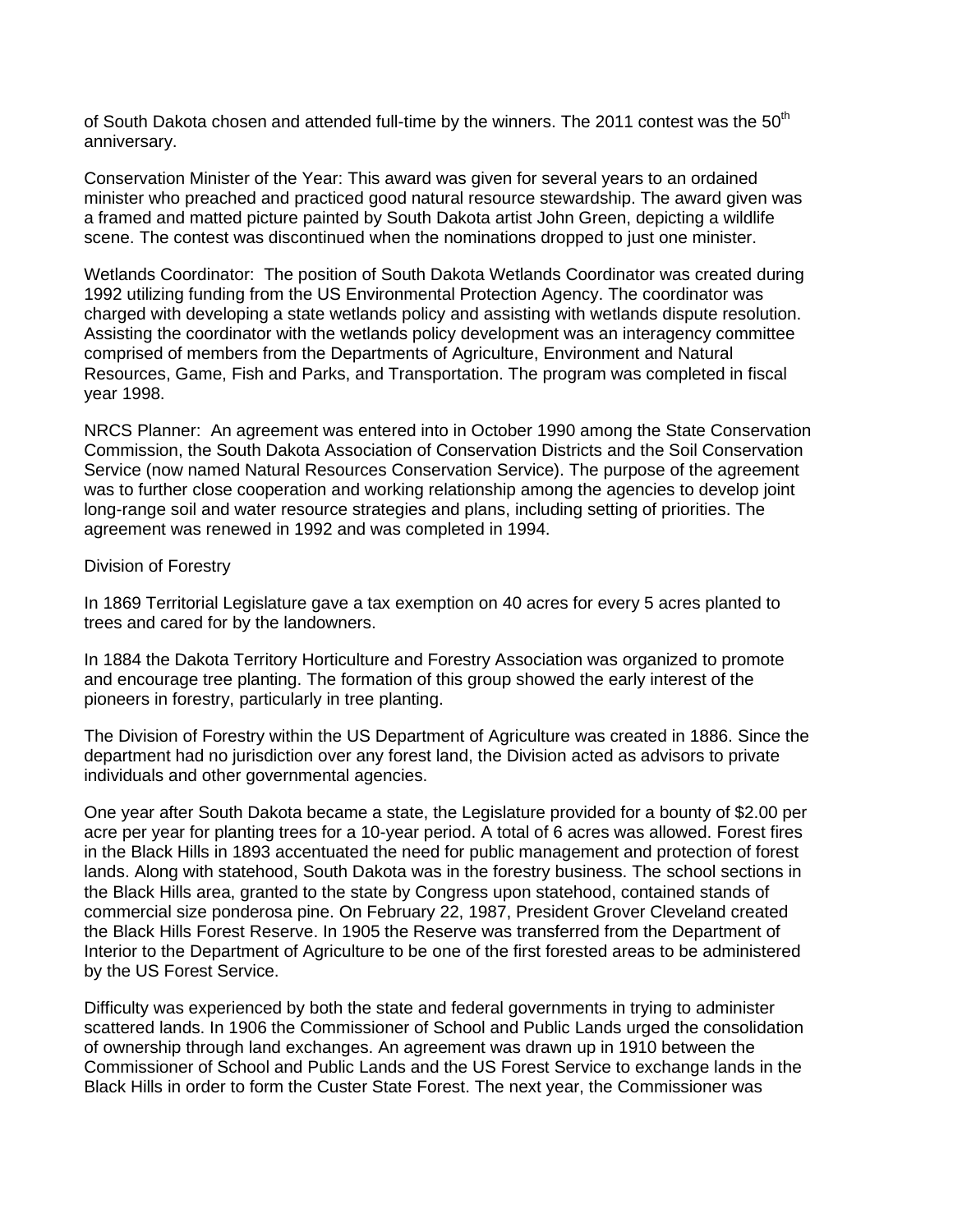of South Dakota chosen and attended full-time by the winners. The 2011 contest was the 50th anniversary.

Conservation Minister of the Year: This award was given for several years to an ordained minister who preached and practiced good natural resource stewardship. The award given was a framed and matted picture painted by South Dakota artist John Green, depicting a wildlife scene. The contest was discontinued when the nominations dropped to just one minister.

Wetlands Coordinator: The position of South Dakota Wetlands Coordinator was created during 1992 utilizing funding from the US Environmental Protection Agency. The coordinator was charged with developing a state wetlands policy and assisting with wetlands dispute resolution. Assisting the coordinator with the wetlands policy development was an interagency committee comprised of members from the Departments of Agriculture, Environment and Natural Resources, Game, Fish and Parks, and Transportation. The program was completed in fiscal year 1998.

NRCS Planner: An agreement was entered into in October 1990 among the State Conservation Commission, the South Dakota Association of Conservation Districts and the Soil Conservation Service (now named Natural Resources Conservation Service). The purpose of the agreement was to further close cooperation and working relationship among the agencies to develop joint long-range soil and water resource strategies and plans, including setting of priorities. The agreement was renewed in 1992 and was completed in 1994.

## Division of Forestry

In 1869 Territorial Legislature gave a tax exemption on 40 acres for every 5 acres planted to trees and cared for by the landowners.

In 1884 the Dakota Territory Horticulture and Forestry Association was organized to promote and encourage tree planting. The formation of this group showed the early interest of the pioneers in forestry, particularly in tree planting.

The Division of Forestry within the US Department of Agriculture was created in 1886. Since the department had no jurisdiction over any forest land, the Division acted as advisors to private individuals and other governmental agencies.

One year after South Dakota became a state, the Legislature provided for a bounty of $2.00 per acre per year for planting trees for a 10-year period. A total of 6 acres was allowed. Forest fires in the Black Hills in 1893 accentuated the need for public management and protection of forest lands. Along with statehood, South Dakota was in the forestry business. The school sections in the Black Hills area, granted to the state by Congress upon statehood, contained stands of commercial size ponderosa pine. On February 22, 1987, President Grover Cleveland created the Black Hills Forest Reserve. In 1905 the Reserve was transferred from the Department of Interior to the Department of Agriculture to be one of the first forested areas to be administered by the US Forest Service.

Difficulty was experienced by both the state and federal governments in trying to administer scattered lands. In 1906 the Commissioner of School and Public Lands urged the consolidation of ownership through land exchanges. An agreement was drawn up in 1910 between the Commissioner of School and Public Lands and the US Forest Service to exchange lands in the Black Hills in order to form the Custer State Forest. The next year, the Commissioner was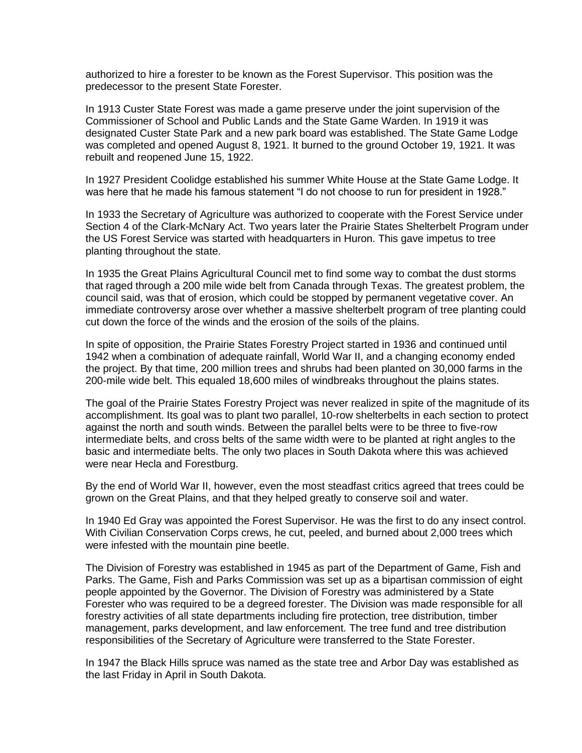authorized to hire a forester to be known as the Forest Supervisor. This position was the predecessor to the present State Forester.

In 1913 Custer State Forest was made a game preserve under the joint supervision of the Commissioner of School and Public Lands and the State Game Warden. In 1919 it was designated Custer State Park and a new park board was established. The State Game Lodge was completed and opened August 8, 1921. It burned to the ground October 19, 1921. It was rebuilt and reopened June 15, 1922.

In 1927 President Coolidge established his summer White House at the State Game Lodge. It was here that he made his famous statement "I do not choose to run for president in 1928."

In 1933 the Secretary of Agriculture was authorized to cooperate with the Forest Service under Section 4 of the Clark-McNary Act. Two years later the Prairie States Shelterbelt Program under the US Forest Service was started with headquarters in Huron. This gave impetus to tree planting throughout the state.

In 1935 the Great Plains Agricultural Council met to find some way to combat the dust storms that raged through a 200 mile wide belt from Canada through Texas. The greatest problem, the council said, was that of erosion, which could be stopped by permanent vegetative cover. An immediate controversy arose over whether a massive shelterbelt program of tree planting could cut down the force of the winds and the erosion of the soils of the plains.

In spite of opposition, the Prairie States Forestry Project started in 1936 and continued until 1942 when a combination of adequate rainfall, World War II, and a changing economy ended the project. By that time, 200 million trees and shrubs had been planted on 30,000 farms in the 200-mile wide belt. This equaled 18,600 miles of windbreaks throughout the plains states.

The goal of the Prairie States Forestry Project was never realized in spite of the magnitude of its accomplishment. Its goal was to plant two parallel, 10-row shelterbelts in each section to protect against the north and south winds. Between the parallel belts were to be three to five-row intermediate belts, and cross belts of the same width were to be planted at right angles to the basic and intermediate belts. The only two places in South Dakota where this was achieved were near Hecla and Forestburg.

By the end of World War II, however, even the most steadfast critics agreed that trees could be grown on the Great Plains, and that they helped greatly to conserve soil and water.

In 1940 Ed Gray was appointed the Forest Supervisor. He was the first to do any insect control. With Civilian Conservation Corps crews, he cut, peeled, and burned about 2,000 trees which were infested with the mountain pine beetle.

The Division of Forestry was established in 1945 as part of the Department of Game, Fish and Parks. The Game, Fish and Parks Commission was set up as a bipartisan commission of eight people appointed by the Governor. The Division of Forestry was administered by a State Forester who was required to be a degreed forester. The Division was made responsible for all forestry activities of all state departments including fire protection, tree distribution, timber management, parks development, and law enforcement. The tree fund and tree distribution responsibilities of the Secretary of Agriculture were transferred to the State Forester.

In 1947 the Black Hills spruce was named as the state tree and Arbor Day was established as the last Friday in April in South Dakota.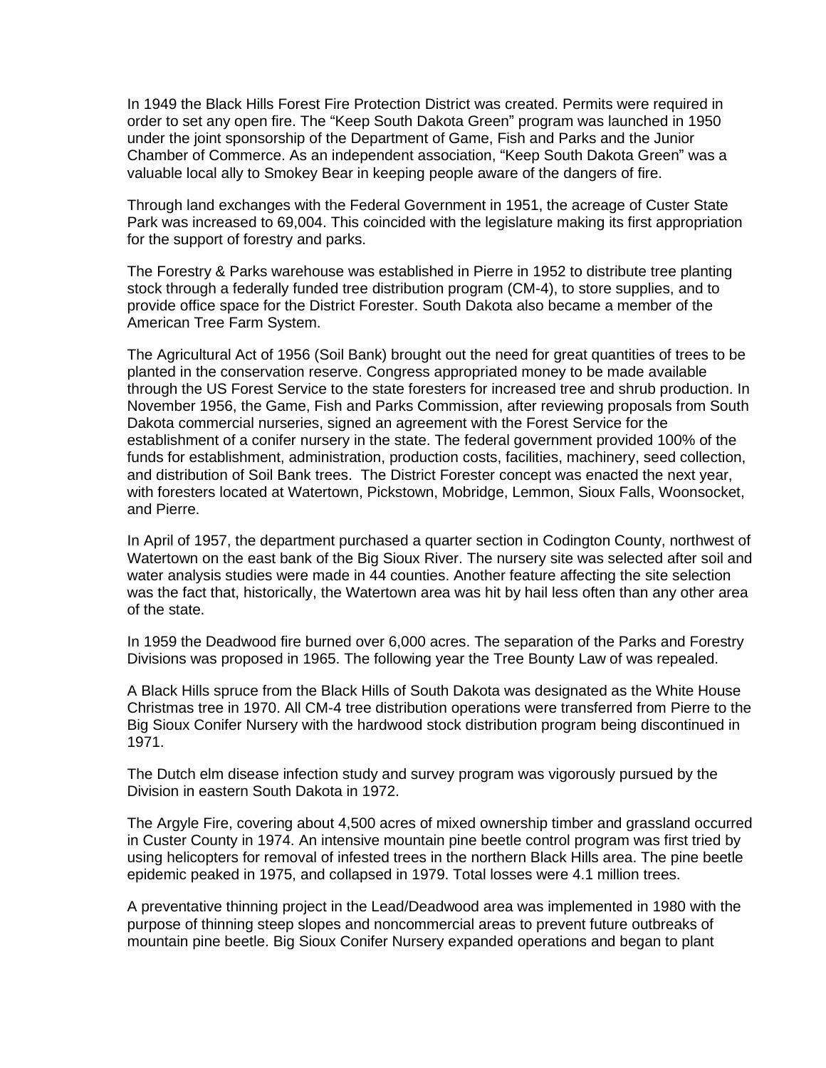In 1949 the Black Hills Forest Fire Protection District was created. Permits were required in order to set any open fire. The "Keep South Dakota Green" program was launched in 1950 under the joint sponsorship of the Department of Game, Fish and Parks and the Junior Chamber of Commerce. As an independent association, "Keep South Dakota Green" was a valuable local ally to Smokey Bear in keeping people aware of the dangers of fire.

Through land exchanges with the Federal Government in 1951, the acreage of Custer State Park was increased to 69,004. This coincided with the legislature making its first appropriation for the support of forestry and parks.

The Forestry & Parks warehouse was established in Pierre in 1952 to distribute tree planting stock through a federally funded tree distribution program (CM-4), to store supplies, and to provide office space for the District Forester. South Dakota also became a member of the American Tree Farm System.

The Agricultural Act of 1956 (Soil Bank) brought out the need for great quantities of trees to be planted in the conservation reserve. Congress appropriated money to be made available through the US Forest Service to the state foresters for increased tree and shrub production. In November 1956, the Game, Fish and Parks Commission, after reviewing proposals from South Dakota commercial nurseries, signed an agreement with the Forest Service for the establishment of a conifer nursery in the state. The federal government provided 100% of the funds for establishment, administration, production costs, facilities, machinery, seed collection, and distribution of Soil Bank trees. The District Forester concept was enacted the next year, with foresters located at Watertown, Pickstown, Mobridge, Lemmon, Sioux Falls, Woonsocket, and Pierre.

In April of 1957, the department purchased a quarter section in Codington County, northwest of Watertown on the east bank of the Big Sioux River. The nursery site was selected after soil and water analysis studies were made in 44 counties. Another feature affecting the site selection was the fact that, historically, the Watertown area was hit by hail less often than any other area of the state.

In 1959 the Deadwood fire burned over 6,000 acres. The separation of the Parks and Forestry Divisions was proposed in 1965. The following year the Tree Bounty Law of was repealed.

A Black Hills spruce from the Black Hills of South Dakota was designated as the White House Christmas tree in 1970. All CM-4 tree distribution operations were transferred from Pierre to the Big Sioux Conifer Nursery with the hardwood stock distribution program being discontinued in 1971.

The Dutch elm disease infection study and survey program was vigorously pursued by the Division in eastern South Dakota in 1972.

The Argyle Fire, covering about 4,500 acres of mixed ownership timber and grassland occurred in Custer County in 1974. An intensive mountain pine beetle control program was first tried by using helicopters for removal of infested trees in the northern Black Hills area. The pine beetle epidemic peaked in 1975, and collapsed in 1979. Total losses were 4.1 million trees.

A preventative thinning project in the Lead/Deadwood area was implemented in 1980 with the purpose of thinning steep slopes and noncommercial areas to prevent future outbreaks of mountain pine beetle. Big Sioux Conifer Nursery expanded operations and began to plant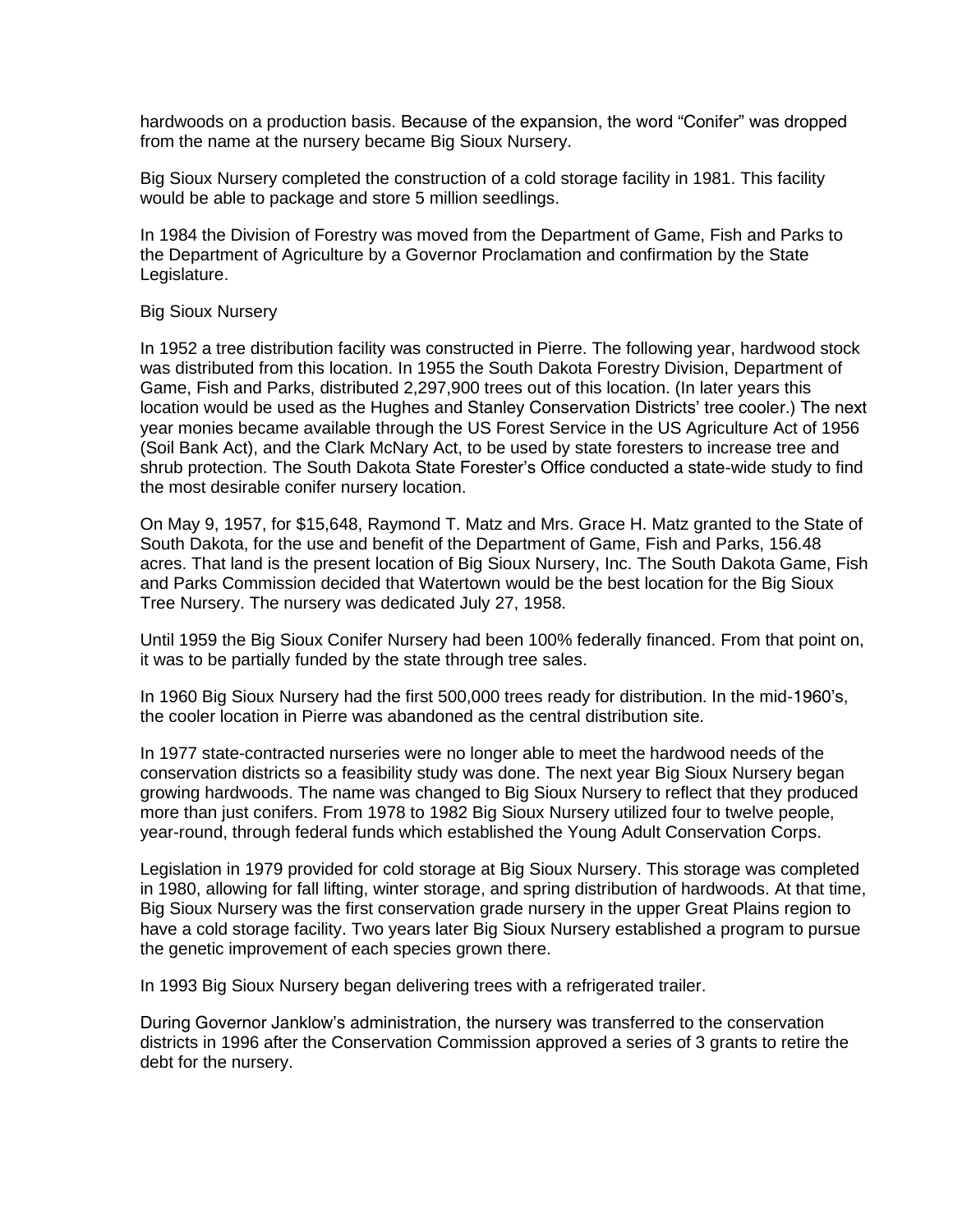hardwoods on a production basis. Because of the expansion, the word "Conifer" was dropped from the name at the nursery became Big Sioux Nursery.

Big Sioux Nursery completed the construction of a cold storage facility in 1981. This facility would be able to package and store 5 million seedlings.

In 1984 the Division of Forestry was moved from the Department of Game, Fish and Parks to the Department of Agriculture by a Governor Proclamation and confirmation by the State Legislature.

## Big Sioux Nursery

In 1952 a tree distribution facility was constructed in Pierre. The following year, hardwood stock was distributed from this location. In 1955 the South Dakota Forestry Division, Department of Game, Fish and Parks, distributed 2,297,900 trees out of this location. (In later years this location would be used as the Hughes and Stanley Conservation Districts' tree cooler.) The next year monies became available through the US Forest Service in the US Agriculture Act of 1956 (Soil Bank Act), and the Clark McNary Act, to be used by state foresters to increase tree and shrub protection. The South Dakota State Forester's Office conducted a state-wide study to find the most desirable conifer nursery location.

On May 9, 1957, for $15,648, Raymond T. Matz and Mrs. Grace H. Matz granted to the State of South Dakota, for the use and benefit of the Department of Game, Fish and Parks, 156.48 acres. That land is the present location of Big Sioux Nursery, Inc. The South Dakota Game, Fish and Parks Commission decided that Watertown would be the best location for the Big Sioux Tree Nursery. The nursery was dedicated July 27, 1958.

Until 1959 the Big Sioux Conifer Nursery had been 100% federally financed. From that point on, it was to be partially funded by the state through tree sales.

In 1960 Big Sioux Nursery had the first 500,000 trees ready for distribution. In the mid-1960's, the cooler location in Pierre was abandoned as the central distribution site.

In 1977 state-contracted nurseries were no longer able to meet the hardwood needs of the conservation districts so a feasibility study was done. The next year Big Sioux Nursery began growing hardwoods. The name was changed to Big Sioux Nursery to reflect that they produced more than just conifers. From 1978 to 1982 Big Sioux Nursery utilized four to twelve people, year-round, through federal funds which established the Young Adult Conservation Corps.

Legislation in 1979 provided for cold storage at Big Sioux Nursery. This storage was completed in 1980, allowing for fall lifting, winter storage, and spring distribution of hardwoods. At that time, Big Sioux Nursery was the first conservation grade nursery in the upper Great Plains region to have a cold storage facility. Two years later Big Sioux Nursery established a program to pursue the genetic improvement of each species grown there.

In 1993 Big Sioux Nursery began delivering trees with a refrigerated trailer.

During Governor Janklow's administration, the nursery was transferred to the conservation districts in 1996 after the Conservation Commission approved a series of 3 grants to retire the debt for the nursery.